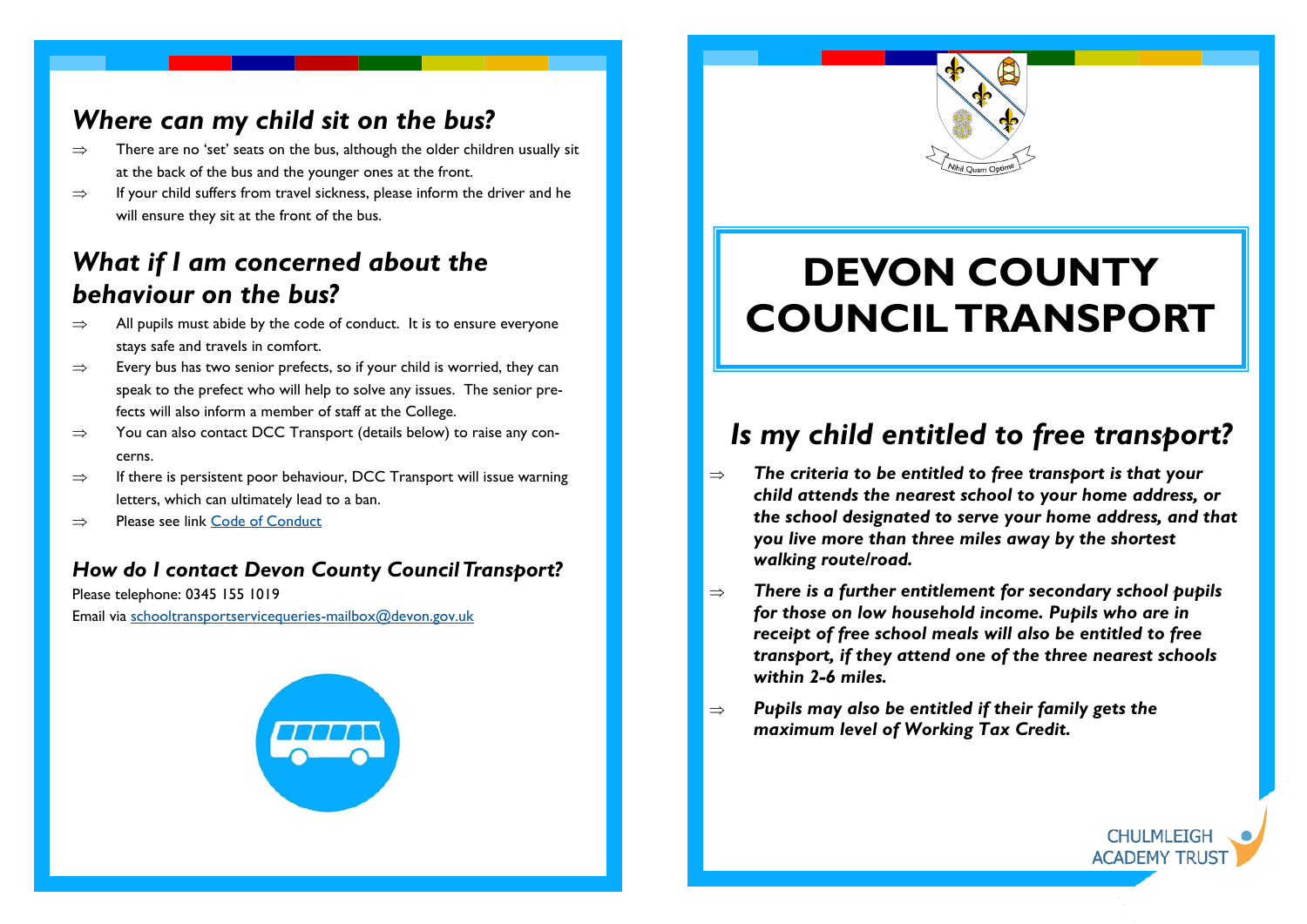## Where can my child sit on the bus?

- ⇒ There are no 'set' seats on the bus, although the older children usually sit at the back of the bus and the younger ones at the front.
- ⇒ If your child suffers from travel sickness, please inform the driver and he will ensure they sit at the front of the bus.

## What if I am concerned about the behaviour on the bus?

- ⇒ All pupils must abide by the code of conduct. It is to ensure everyone stays safe and travels in comfort.
- ⇒ Every bus has two senior prefects, so if your child is worried, they can speak to the prefect who will help to solve any issues. The senior prefects will also inform a member of staff at the College.
- ⇒ You can also contact DCC Transport (details below) to raise any concerns.
- ⇒ If there is persistent poor behaviour, DCC Transport will issue warning letters, which can ultimately lead to a ban.
- ⇒ Please see link [Code of Conduct]

### How do I contact Devon County Council Transport?

Please telephone: 0345 155 1019

Email via schooltransportservicequeries-mailbox@devon.gov.uk

Nihil Quam Optime

# DEVON COUNTY COUNCIL TRANSPORT

## Is my child entitled to free transport?

- ⇒ ***The criteria to be entitled to free transport is that your child attends the nearest school to your home address, or the school designated to serve your home address, and that you live more than three miles away by the shortest walking route/road.***
- ⇒ ***There is a further entitlement for secondary school pupils for those on low household income. Pupils who are in receipt of free school meals will also be entitled to free transport, if they attend one of the three nearest schools within 2-6 miles.***
- ⇒ ***Pupils may also be entitled if their family gets the maximum level of Working Tax Credit.***

CHULMLEIGH ACADEMY TRUST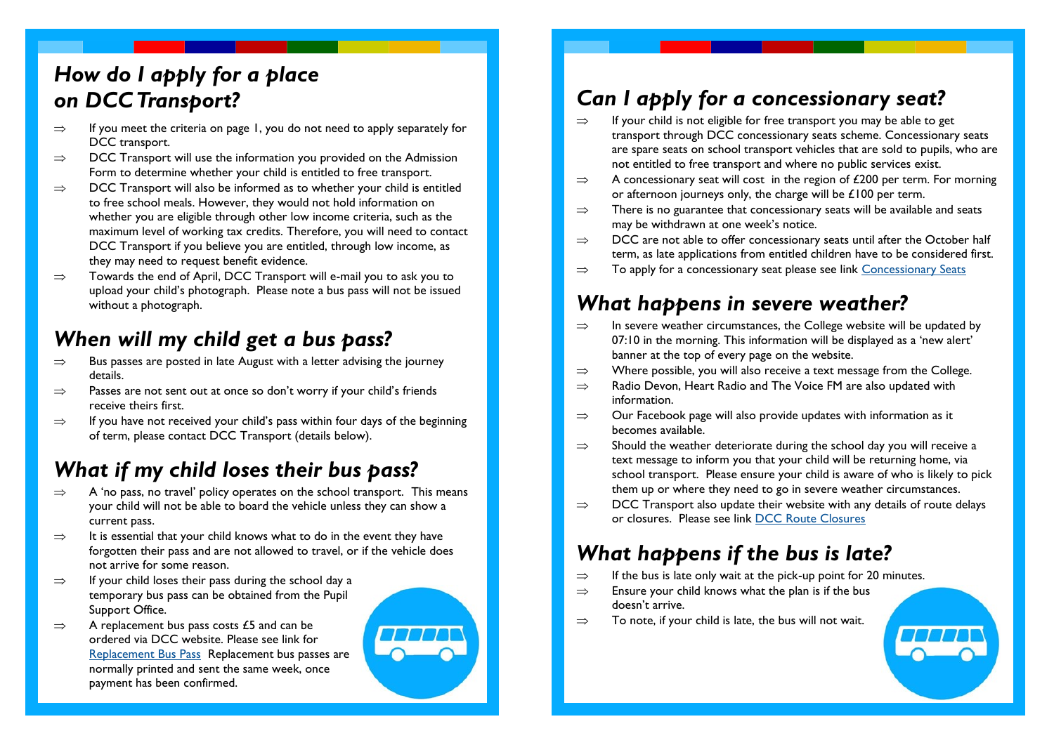## *How do I apply for a place on DCC Transport?*

- If you meet the criteria on page 1, you do not need to apply separately for DCC transport.
- DCC Transport will use the information you provided on the Admission Form to determine whether your child is entitled to free transport.
- DCC Transport will also be informed as to whether your child is entitled to free school meals. However, they would not hold information on whether you are eligible through other low income criteria, such as the maximum level of working tax credits. Therefore, you will need to contact DCC Transport if you believe you are entitled, through low income, as they may need to request benefit evidence.
- Towards the end of April, DCC Transport will e-mail you to ask you to upload your child's photograph. Please note a bus pass will not be issued without a photograph.

## *When will my child get a bus pass?*

- Bus passes are posted in late August with a letter advising the journey details.
- Passes are not sent out at once so don't worry if your child's friends receive theirs first.
- If you have not received your child's pass within four days of the beginning of term, please contact DCC Transport (details below).

## *What if my child loses their bus pass?*

- A 'no pass, no travel' policy operates on the school transport. This means your child will not be able to board the vehicle unless they can show a current pass.
- It is essential that your child knows what to do in the event they have forgotten their pass and are not allowed to travel, or if the vehicle does not arrive for some reason.
- If your child loses their pass during the school day a temporary bus pass can be obtained from the Pupil Support Office.
- A replacement bus pass costs £5 and can be ordered via DCC website. Please see link for Replacement Bus Pass Replacement bus passes are normally printed and sent the same week, once payment has been confirmed.

## *Can I apply for a concessionary seat?*

- If your child is not eligible for free transport you may be able to get transport through DCC concessionary seats scheme. Concessionary seats are spare seats on school transport vehicles that are sold to pupils, who are not entitled to free transport and where no public services exist.
- A concessionary seat will cost in the region of £200 per term. For morning or afternoon journeys only, the charge will be £100 per term.
- There is no guarantee that concessionary seats will be available and seats may be withdrawn at one week's notice.
- DCC are not able to offer concessionary seats until after the October half term, as late applications from entitled children have to be considered first.
- To apply for a concessionary seat please see link Concessionary Seats

## *What happens in severe weather?*

- In severe weather circumstances, the College website will be updated by 07:10 in the morning. This information will be displayed as a 'new alert' banner at the top of every page on the website.
- Where possible, you will also receive a text message from the College.
- Radio Devon, Heart Radio and The Voice FM are also updated with information.
- Our Facebook page will also provide updates with information as it becomes available.
- Should the weather deteriorate during the school day you will receive a text message to inform you that your child will be returning home, via school transport. Please ensure your child is aware of who is likely to pick them up or where they need to go in severe weather circumstances.
- DCC Transport also update their website with any details of route delays or closures. Please see link DCC Route Closures

## *What happens if the bus is late?*

- If the bus is late only wait at the pick-up point for 20 minutes.
- Ensure your child knows what the plan is if the bus doesn't arrive.
- To note, if your child is late, the bus will not wait.